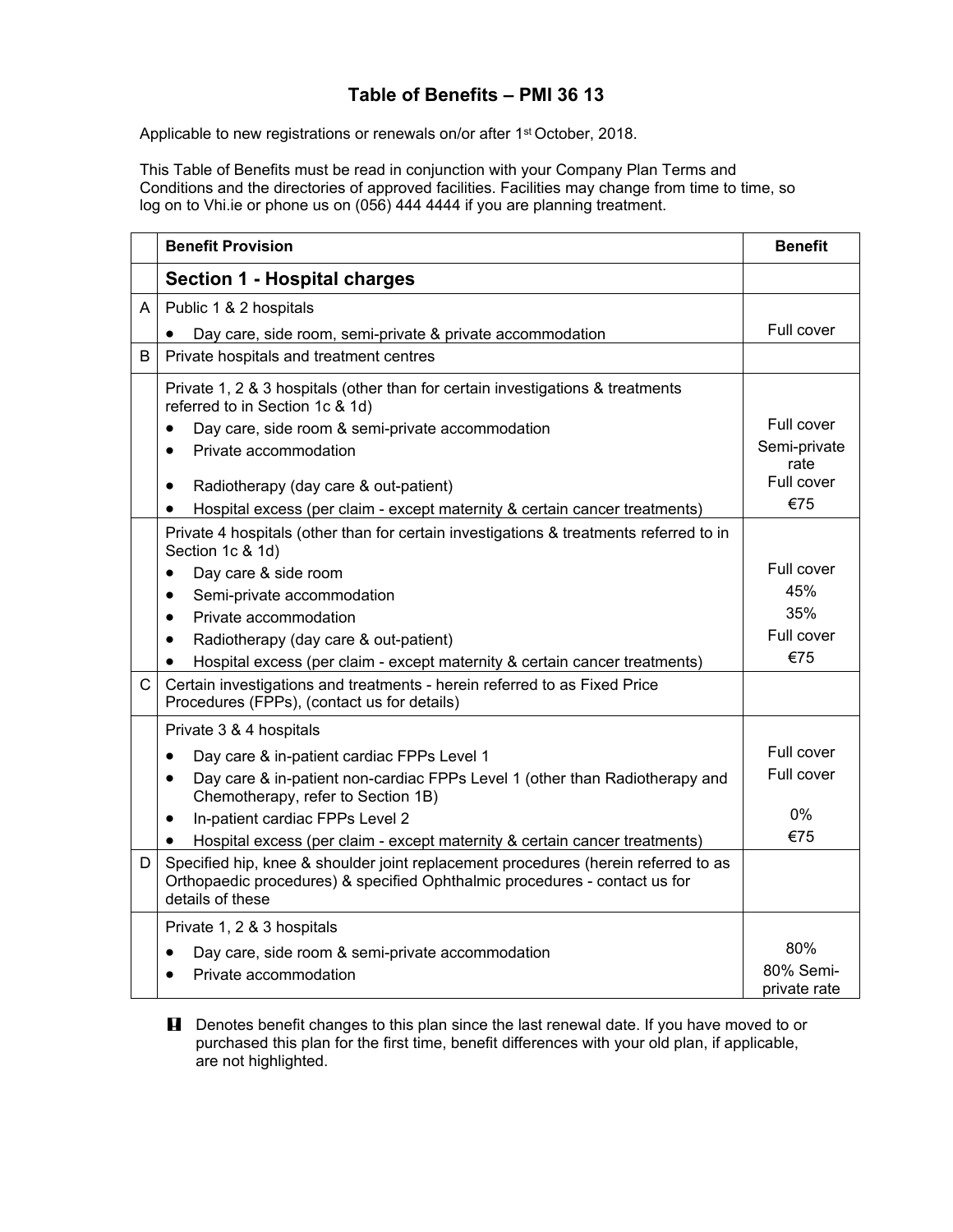# Table of Benefits – PMI 36 13

Applicable to new registrations or renewals on/or after 1st October, 2018.

This Table of Benefits must be read in conjunction with your Company Plan Terms and Conditions and the directories of approved facilities. Facilities may change from time to time, so log on to Vhi.ie or phone us on (056) 444 4444 if you are planning treatment.

| | Benefit Provision | Benefit |
|---|---|---|
| | **Section 1 - Hospital charges** | |
| A | Public 1 & 2 hospitals | |
| | • Day care, side room, semi-private & private accommodation | Full cover |
| B | Private hospitals and treatment centres | |
| | Private 1, 2 & 3 hospitals (other than for certain investigations & treatments referred to in Section 1c & 1d) | |
| | • Day care, side room & semi-private accommodation | Full cover |
| | • Private accommodation | Semi-private rate |
| | • Radiotherapy (day care & out-patient) | Full cover |
| | • Hospital excess (per claim - except maternity & certain cancer treatments) | €75 |
| | Private 4 hospitals (other than for certain investigations & treatments referred to in Section 1c & 1d) | |
| | • Day care & side room | Full cover |
| | • Semi-private accommodation | 45% |
| | • Private accommodation | 35% |
| | • Radiotherapy (day care & out-patient) | Full cover |
| | • Hospital excess (per claim - except maternity & certain cancer treatments) | €75 |
| C | Certain investigations and treatments - herein referred to as Fixed Price Procedures (FPPs), (contact us for details) | |
| | Private 3 & 4 hospitals | |
| | • Day care & in-patient cardiac FPPs Level 1 | Full cover |
| | • Day care & in-patient non-cardiac FPPs Level 1 (other than Radiotherapy and Chemotherapy, refer to Section 1B) | Full cover |
| | • In-patient cardiac FPPs Level 2 | 0% |
| | • Hospital excess (per claim - except maternity & certain cancer treatments) | €75 |
| D | Specified hip, knee & shoulder joint replacement procedures (herein referred to as Orthopaedic procedures) & specified Ophthalmic procedures - contact us for details of these | |
| | Private 1, 2 & 3 hospitals | |
| | • Day care, side room & semi-private accommodation | 80% |
| | • Private accommodation | 80% Semi-private rate |

**!** Denotes benefit changes to this plan since the last renewal date. If you have moved to or purchased this plan for the first time, benefit differences with your old plan, if applicable, are not highlighted.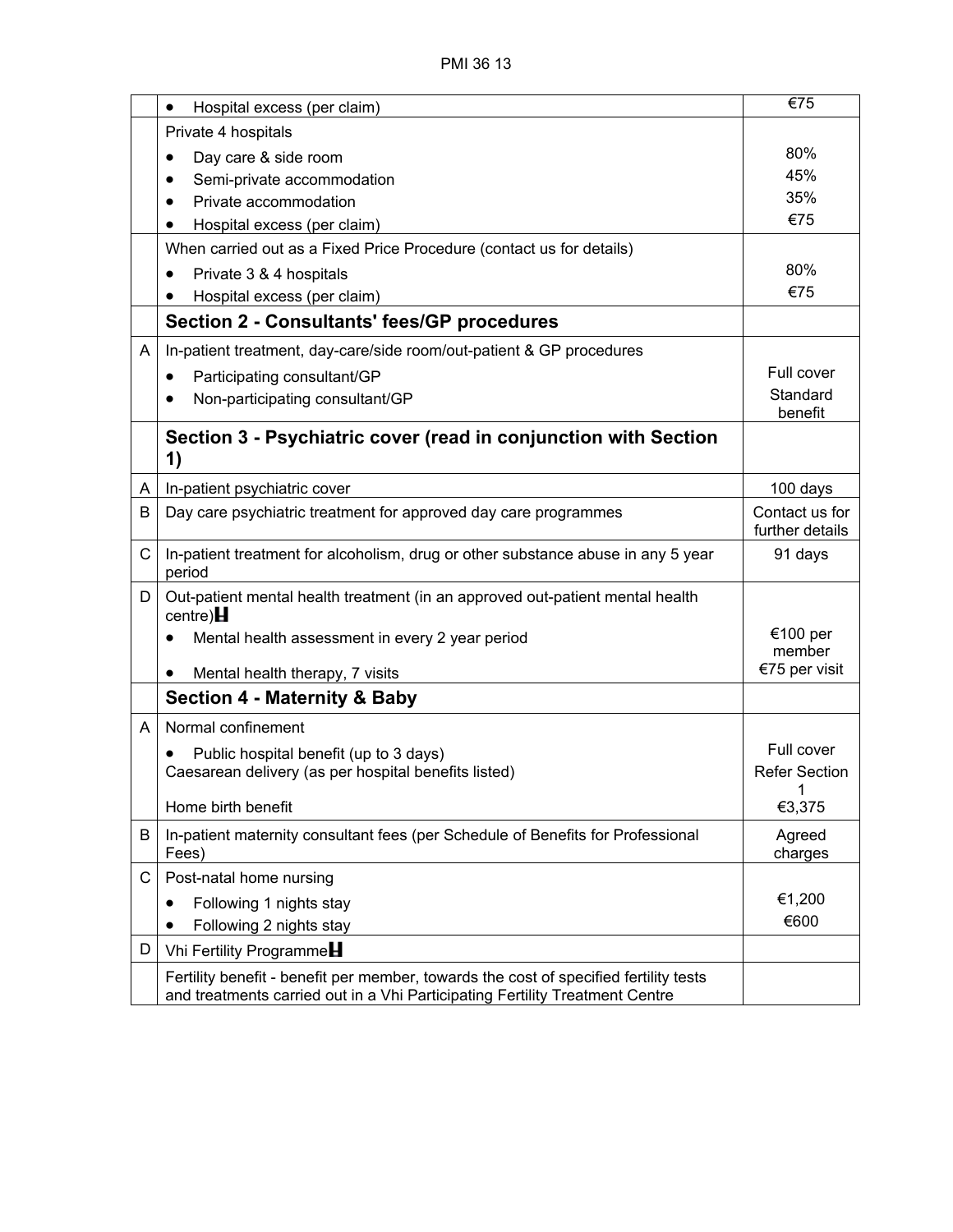| | | |
|---|---|---|
| | • Hospital excess (per claim) | €75 |
| | Private 4 hospitals<br>• Day care & side room<br>• Semi-private accommodation<br>• Private accommodation<br>• Hospital excess (per claim) | <br>80%<br>45%<br>35%<br>€75 |
| | When carried out as a Fixed Price Procedure (contact us for details)<br>• Private 3 & 4 hospitals<br>• Hospital excess (per claim) | <br>80%<br>€75 |
| | **Section 2 - Consultants' fees/GP procedures** | |
| A | In-patient treatment, day-care/side room/out-patient & GP procedures<br>• Participating consultant/GP<br>• Non-participating consultant/GP | <br>Full cover<br>Standard benefit |
| | **Section 3 - Psychiatric cover (read in conjunction with Section 1)** | |
| A | In-patient psychiatric cover | 100 days |
| B | Day care psychiatric treatment for approved day care programmes | Contact us for further details |
| C | In-patient treatment for alcoholism, drug or other substance abuse in any 5 year period | 91 days |
| D | Out-patient mental health treatment (in an approved out-patient mental health centre)<br>• Mental health assessment in every 2 year period<br>• Mental health therapy, 7 visits | <br>€100 per member<br>€75 per visit |
| | **Section 4 - Maternity & Baby** | |
| A | Normal confinement<br>• Public hospital benefit (up to 3 days)<br>Caesarean delivery (as per hospital benefits listed)<br>Home birth benefit | <br>Full cover<br>Refer Section 1<br>€3,375 |
| B | In-patient maternity consultant fees (per Schedule of Benefits for Professional Fees) | Agreed charges |
| C | Post-natal home nursing<br>• Following 1 nights stay<br>• Following 2 nights stay | <br>€1,200<br>€600 |
| D | Vhi Fertility Programme | |
| | Fertility benefit - benefit per member, towards the cost of specified fertility tests and treatments carried out in a Vhi Participating Fertility Treatment Centre | |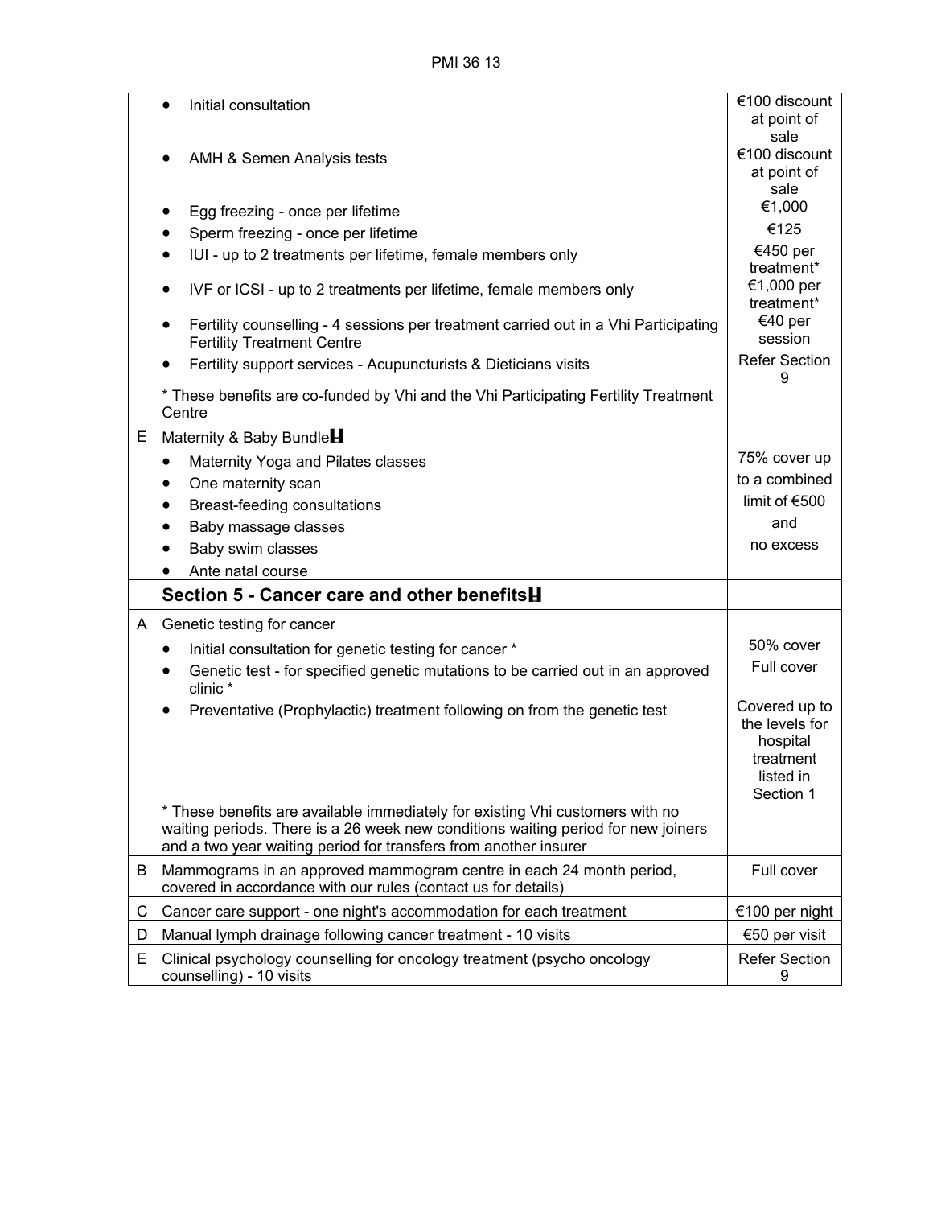| | | |
|---|---|---|
| | • Initial consultation | €100 discount at point of sale |
| | • AMH & Semen Analysis tests | €100 discount at point of sale |
| | • Egg freezing - once per lifetime | €1,000 |
| | • Sperm freezing - once per lifetime | €125 |
| | • IUI - up to 2 treatments per lifetime, female members only | €450 per treatment* |
| | • IVF or ICSI - up to 2 treatments per lifetime, female members only | €1,000 per treatment* |
| | • Fertility counselling - 4 sessions per treatment carried out in a Vhi Participating Fertility Treatment Centre | €40 per session |
| | • Fertility support services - Acupuncturists & Dieticians visits | Refer Section 9 |
| | * These benefits are co-funded by Vhi and the Vhi Participating Fertility Treatment Centre | |
| E | Maternity & Baby Bundle **H** <br> • Maternity Yoga and Pilates classes <br> • One maternity scan <br> • Breast-feeding consultations <br> • Baby massage classes <br> • Baby swim classes <br> • Ante natal course | 75% cover up to a combined limit of €500 and no excess |
| | **Section 5 - Cancer care and other benefits H** | |
| A | Genetic testing for cancer | |
| | • Initial consultation for genetic testing for cancer * | 50% cover |
| | • Genetic test - for specified genetic mutations to be carried out in an approved clinic * | Full cover |
| | • Preventative (Prophylactic) treatment following on from the genetic test | Covered up to the levels for hospital treatment listed in Section 1 |
| | * These benefits are available immediately for existing Vhi customers with no waiting periods. There is a 26 week new conditions waiting period for new joiners and a two year waiting period for transfers from another insurer | |
| B | Mammograms in an approved mammogram centre in each 24 month period, covered in accordance with our rules (contact us for details) | Full cover |
| C | Cancer care support - one night's accommodation for each treatment | €100 per night |
| D | Manual lymph drainage following cancer treatment - 10 visits | €50 per visit |
| E | Clinical psychology counselling for oncology treatment (psycho oncology counselling) - 10 visits | Refer Section 9 |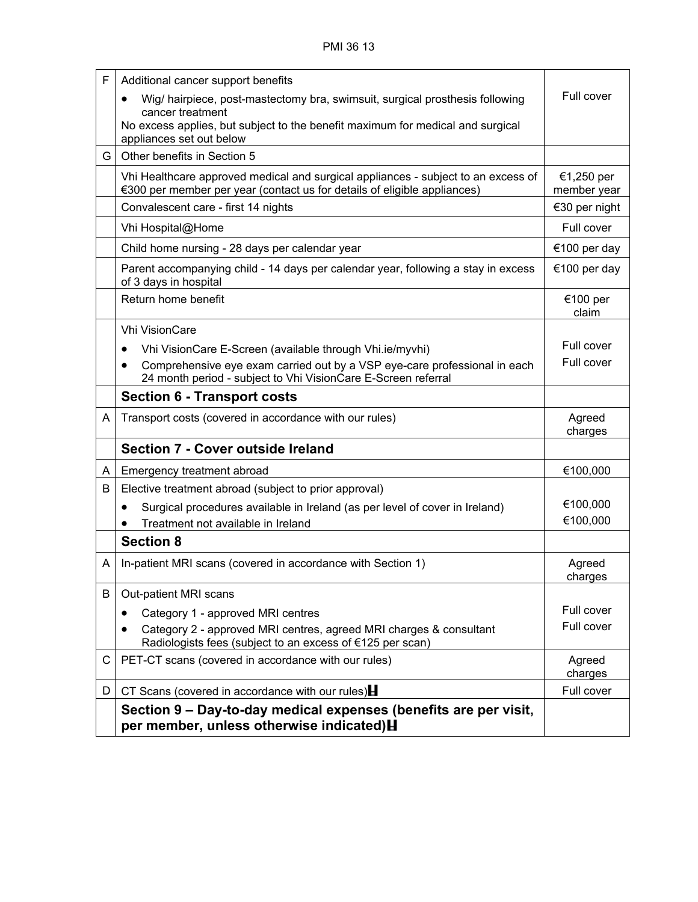| | | |
|---|---|---|
| F | Additional cancer support benefits<br>• Wig/ hairpiece, post-mastectomy bra, swimsuit, surgical prosthesis following cancer treatment<br>No excess applies, but subject to the benefit maximum for medical and surgical appliances set out below | Full cover |
| G | Other benefits in Section 5 | |
| | Vhi Healthcare approved medical and surgical appliances - subject to an excess of €300 per member per year (contact us for details of eligible appliances) | €1,250 per member year |
| | Convalescent care - first 14 nights | €30 per night |
| | Vhi Hospital@Home | Full cover |
| | Child home nursing - 28 days per calendar year | €100 per day |
| | Parent accompanying child - 14 days per calendar year, following a stay in excess of 3 days in hospital | €100 per day |
| | Return home benefit | €100 per claim |
| | Vhi VisionCare<br>• Vhi VisionCare E-Screen (available through Vhi.ie/myvhi)<br>• Comprehensive eye exam carried out by a VSP eye-care professional in each 24 month period - subject to Vhi VisionCare E-Screen referral | <br>Full cover<br>Full cover |
| | **Section 6 - Transport costs** | |
| A | Transport costs (covered in accordance with our rules) | Agreed charges |
| | **Section 7 - Cover outside Ireland** | |
| A | Emergency treatment abroad | €100,000 |
| B | Elective treatment abroad (subject to prior approval)<br>• Surgical procedures available in Ireland (as per level of cover in Ireland)<br>• Treatment not available in Ireland | <br>€100,000<br>€100,000 |
| | **Section 8** | |
| A | In-patient MRI scans (covered in accordance with Section 1) | Agreed charges |
| B | Out-patient MRI scans<br>• Category 1 - approved MRI centres<br>• Category 2 - approved MRI centres, agreed MRI charges & consultant Radiologists fees (subject to an excess of €125 per scan) | <br>Full cover<br>Full cover |
| C | PET-CT scans (covered in accordance with our rules) | Agreed charges |
| D | CT Scans (covered in accordance with our rules) | Full cover |
| | **Section 9 – Day-to-day medical expenses (benefits are per visit, per member, unless otherwise indicated)** | |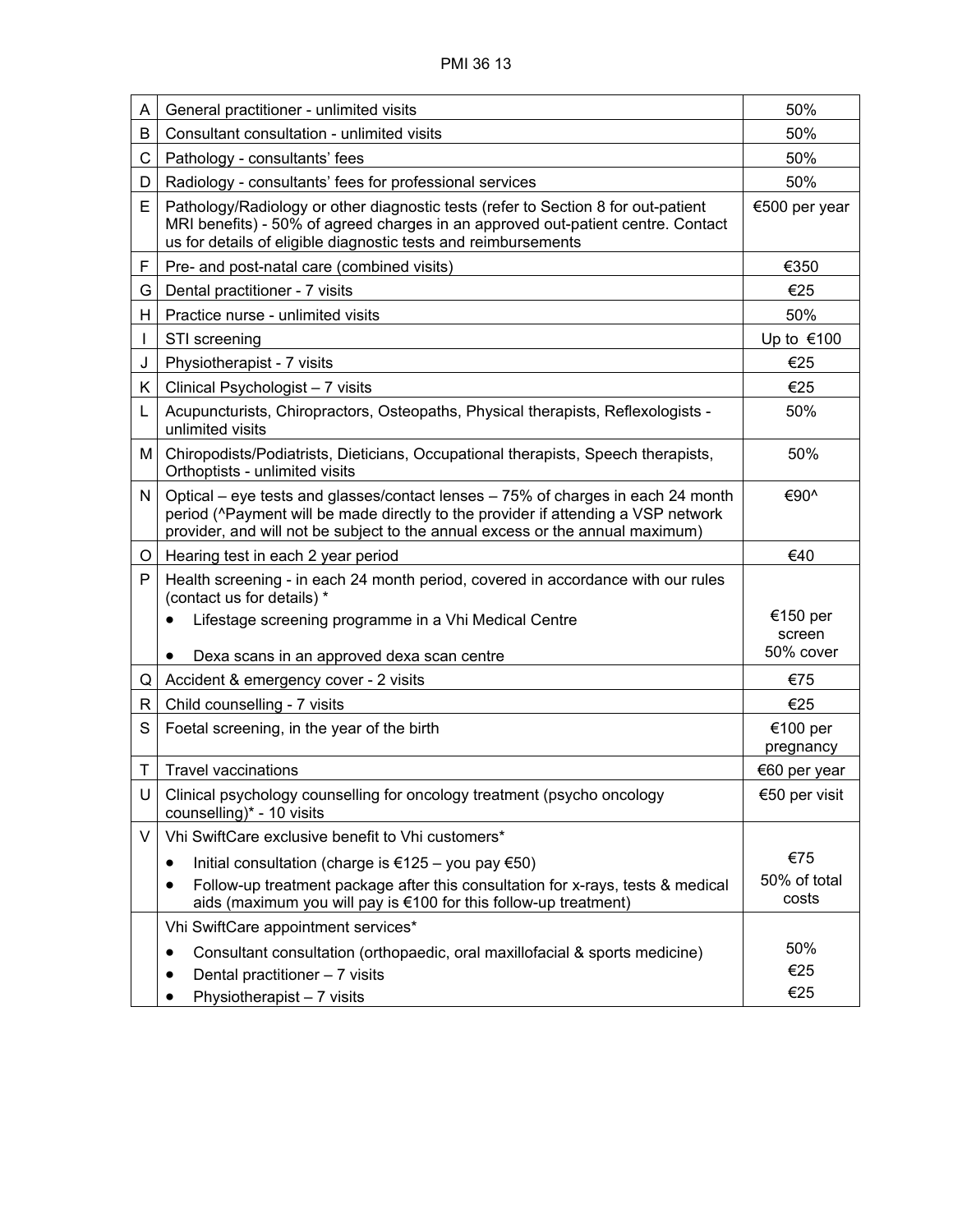| | | |
|---|---|---|
| A | General practitioner - unlimited visits | 50% |
| B | Consultant consultation - unlimited visits | 50% |
| C | Pathology - consultants' fees | 50% |
| D | Radiology - consultants' fees for professional services | 50% |
| E | Pathology/Radiology or other diagnostic tests (refer to Section 8 for out-patient MRI benefits) - 50% of agreed charges in an approved out-patient centre. Contact us for details of eligible diagnostic tests and reimbursements | €500 per year |
| F | Pre- and post-natal care (combined visits) | €350 |
| G | Dental practitioner - 7 visits | €25 |
| H | Practice nurse - unlimited visits | 50% |
| I | STI screening | Up to €100 |
| J | Physiotherapist - 7 visits | €25 |
| K | Clinical Psychologist – 7 visits | €25 |
| L | Acupuncturists, Chiropractors, Osteopaths, Physical therapists, Reflexologists - unlimited visits | 50% |
| M | Chiropodists/Podiatrists, Dieticians, Occupational therapists, Speech therapists, Orthoptists - unlimited visits | 50% |
| N | Optical – eye tests and glasses/contact lenses – 75% of charges in each 24 month period (^Payment will be made directly to the provider if attending a VSP network provider, and will not be subject to the annual excess or the annual maximum) | €90^ |
| O | Hearing test in each 2 year period | €40 |
| P | Health screening - in each 24 month period, covered in accordance with our rules (contact us for details) * <br>• Lifestage screening programme in a Vhi Medical Centre <br>• Dexa scans in an approved dexa scan centre | <br>€150 per screen <br>50% cover |
| Q | Accident & emergency cover - 2 visits | €75 |
| R | Child counselling - 7 visits | €25 |
| S | Foetal screening, in the year of the birth | €100 per pregnancy |
| T | Travel vaccinations | €60 per year |
| U | Clinical psychology counselling for oncology treatment (psycho oncology counselling)* - 10 visits | €50 per visit |
| V | Vhi SwiftCare exclusive benefit to Vhi customers* <br>• Initial consultation (charge is €125 – you pay €50) <br>• Follow-up treatment package after this consultation for x-rays, tests & medical aids (maximum you will pay is €100 for this follow-up treatment) | <br>€75 <br>50% of total costs |
| | Vhi SwiftCare appointment services* <br>• Consultant consultation (orthopaedic, oral maxillofacial & sports medicine) <br>• Dental practitioner – 7 visits <br>• Physiotherapist – 7 visits | <br>50% <br>€25 <br>€25 |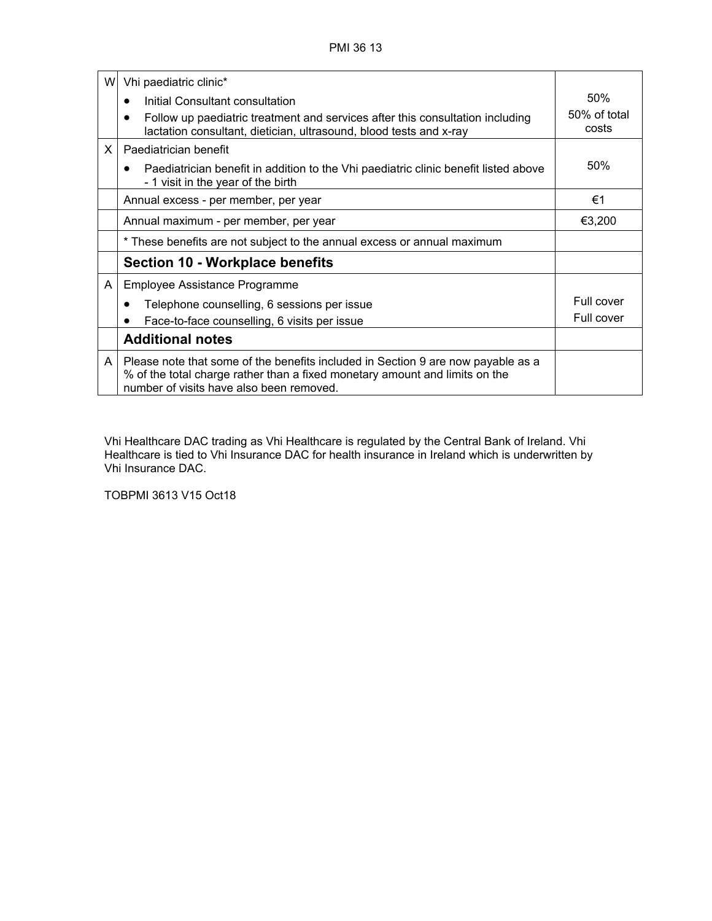| | | |
|---|---|---|
| W | Vhi paediatric clinic*<br>• Initial Consultant consultation<br>• Follow up paediatric treatment and services after this consultation including lactation consultant, dietician, ultrasound, blood tests and x-ray | 50%<br>50% of total costs |
| X | Paediatrician benefit<br>• Paediatrician benefit in addition to the Vhi paediatric clinic benefit listed above - 1 visit in the year of the birth | 50% |
| | Annual excess - per member, per year | €1 |
| | Annual maximum - per member, per year | €3,200 |
| | * These benefits are not subject to the annual excess or annual maximum | |
| | **Section 10 - Workplace benefits** | |
| A | Employee Assistance Programme<br>• Telephone counselling, 6 sessions per issue<br>• Face-to-face counselling, 6 visits per issue | Full cover<br>Full cover |
| | **Additional notes** | |
| A | Please note that some of the benefits included in Section 9 are now payable as a % of the total charge rather than a fixed monetary amount and limits on the number of visits have also been removed. | |

Vhi Healthcare DAC trading as Vhi Healthcare is regulated by the Central Bank of Ireland. Vhi Healthcare is tied to Vhi Insurance DAC for health insurance in Ireland which is underwritten by Vhi Insurance DAC.

TOBPMI 3613 V15 Oct18